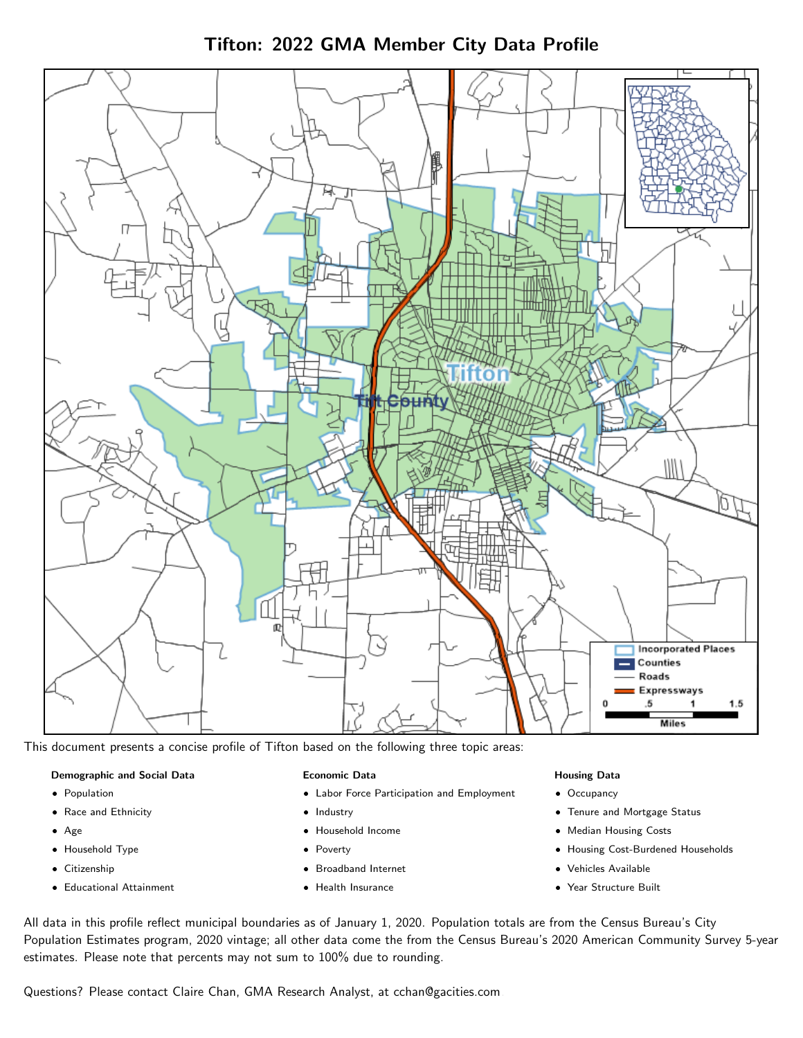# Tifton: 2022 GMA Member City Data Profile

This document presents a concise profile of Tifton based on the following three topic areas:

**Demographic and Social Data**

- Population
- Race and Ethnicity
- Age
- Household Type
- Citizenship
- Educational Attainment

**Economic Data**

- Labor Force Participation and Employment
- Industry
- Household Income
- Poverty
- Broadband Internet
- Health Insurance

**Housing Data**

- Occupancy
- Tenure and Mortgage Status
- Median Housing Costs
- Housing Cost-Burdened Households
- Vehicles Available
- Year Structure Built

All data in this profile reflect municipal boundaries as of January 1, 2020. Population totals are from the Census Bureau's City Population Estimates program, 2020 vintage; all other data come the from the Census Bureau's 2020 American Community Survey 5-year estimates. Please note that percents may not sum to 100% due to rounding.

Questions? Please contact Claire Chan, GMA Research Analyst, at cchan@gacities.com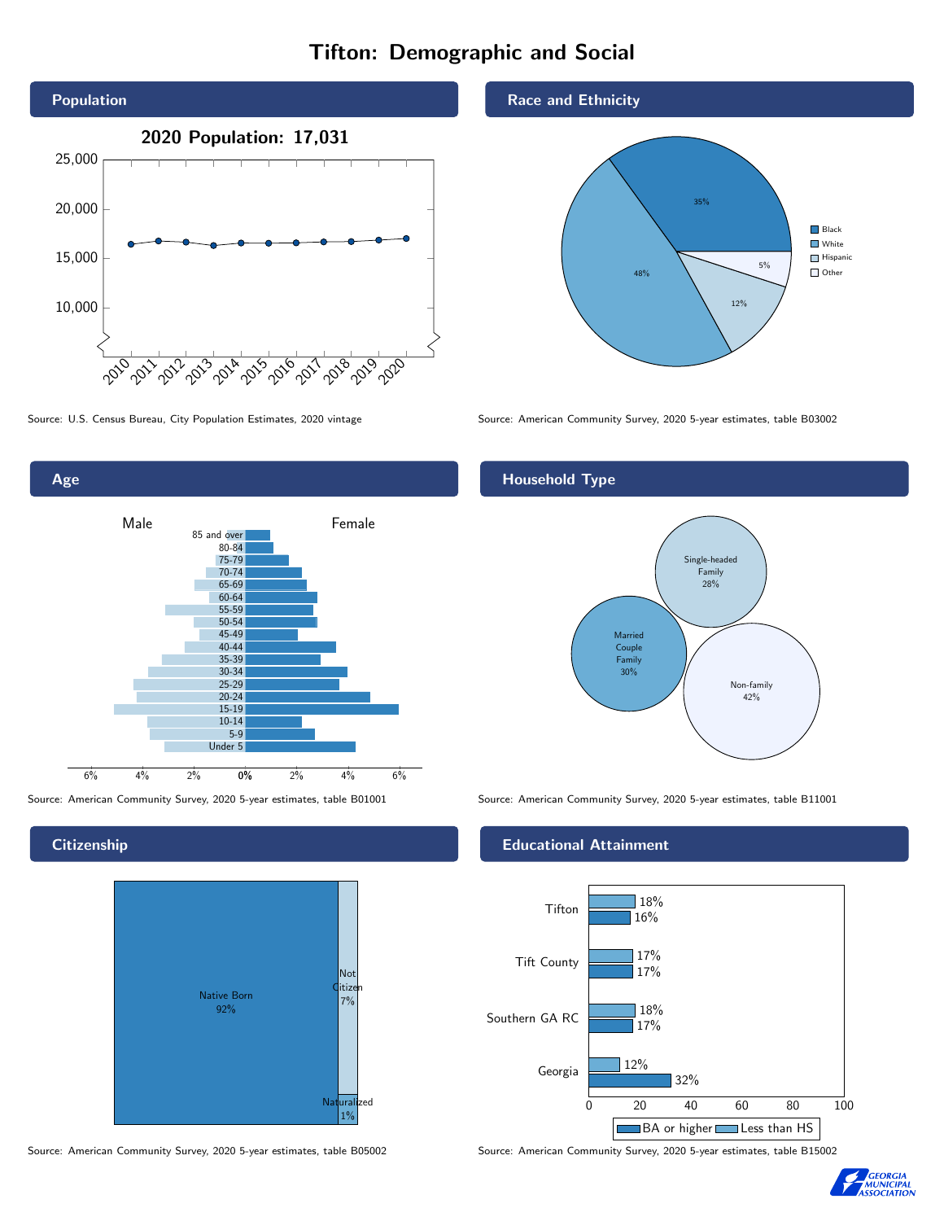# Tifton: Demographic and Social

## Population

2020 Population: 17,031

Source: U.S. Census Bureau, City Population Estimates, 2020 vintage

## Race and Ethnicity

| Group | Percent |
|---|---|
| Black | 35% |
| White | 48% |
| Hispanic | 12% |
| Other | 5% |

Source: American Community Survey, 2020 5-year estimates, table B03002

## Age

Source: American Community Survey, 2020 5-year estimates, table B01001

## Household Type

| Household Type | Percent |
|---|---|
| Single-headed Family | 28% |
| Married Couple Family | 30% |
| Non-family | 42% |

Source: American Community Survey, 2020 5-year estimates, table B11001

## Citizenship

| Status | Percent |
|---|---|
| Native Born | 92% |
| Not Citizen | 7% |
| Naturalized | 1% |

Source: American Community Survey, 2020 5-year estimates, table B05002

## Educational Attainment

| Area | Less than HS | BA or higher |
|---|---|---|
| Tifton | 18% | 16% |
| Tift County | 17% | 17% |
| Southern GA RC | 18% | 17% |
| Georgia | 12% | 32% |

Source: American Community Survey, 2020 5-year estimates, table B15002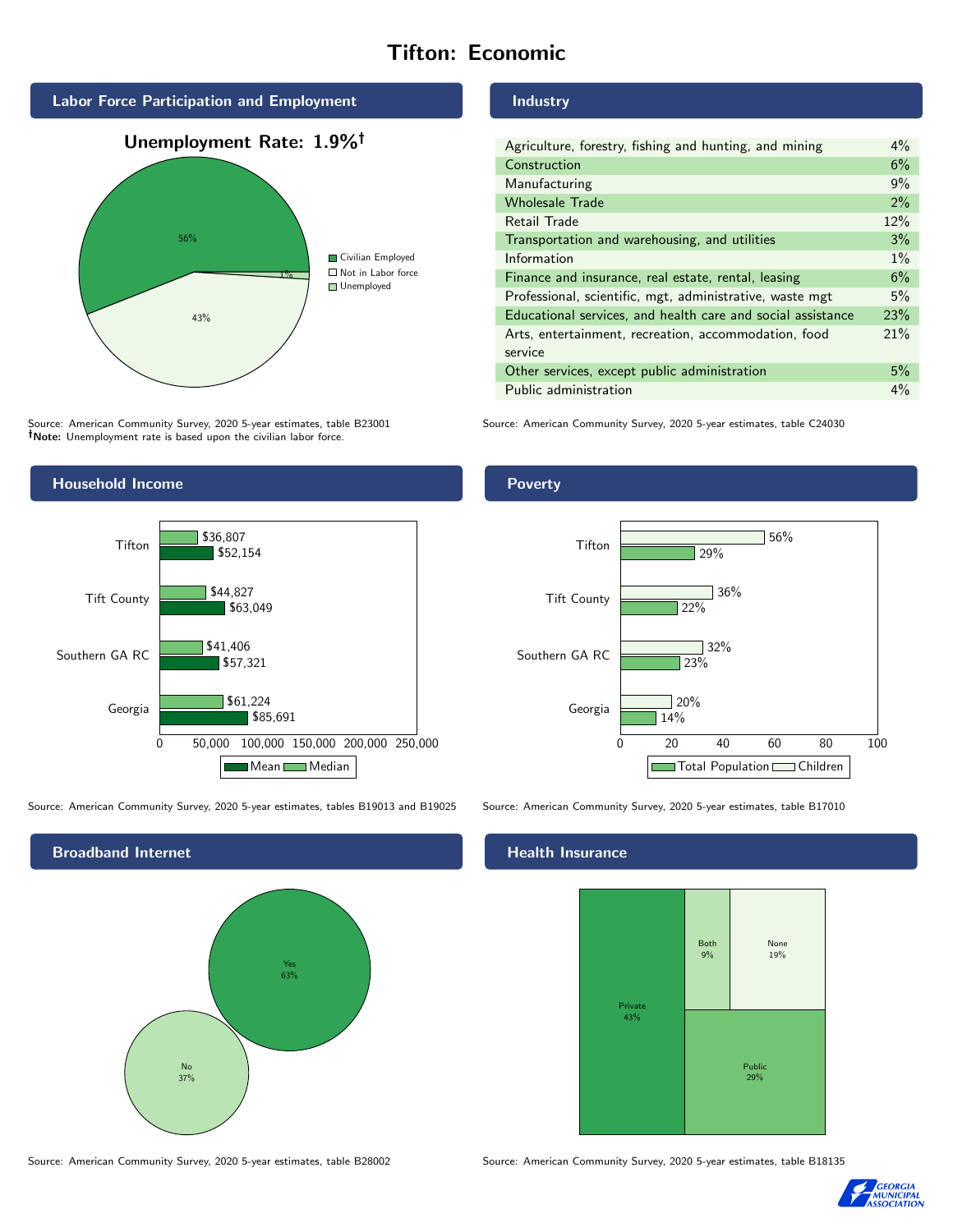# Tifton: Economic

## Labor Force Participation and Employment

**Unemployment Rate: 1.9%†**

| Category | Percent |
|---|---|
| Civilian Employed | 56% |
| Not in Labor force | 43% |
| Unemployed | 1% |

Source: American Community Survey, 2020 5-year estimates, table B23001
**†Note:** Unemployment rate is based upon the civilian labor force.

## Industry

| Industry | Percent |
|---|---|
| Agriculture, forestry, fishing and hunting, and mining | 4% |
| Construction | 6% |
| Manufacturing | 9% |
| Wholesale Trade | 2% |
| Retail Trade | 12% |
| Transportation and warehousing, and utilities | 3% |
| Information | 1% |
| Finance and insurance, real estate, rental, leasing | 6% |
| Professional, scientific, mgt, administrative, waste mgt | 5% |
| Educational services, and health care and social assistance | 23% |
| Arts, entertainment, recreation, accommodation, food service | 21% |
| Other services, except public administration | 5% |
| Public administration | 4% |

Source: American Community Survey, 2020 5-year estimates, table C24030

## Household Income

| | Median | Mean |
|---|---|---|
| Tifton | $36,807 | $52,154 |
| Tift County | $44,827 | $63,049 |
| Southern GA RC | $41,406 | $57,321 |
| Georgia | $61,224 | $85,691 |

Source: American Community Survey, 2020 5-year estimates, tables B19013 and B19025

## Poverty

| | Children | Total Population |
|---|---|---|
| Tifton | 56% | 29% |
| Tift County | 36% | 22% |
| Southern GA RC | 32% | 23% |
| Georgia | 20% | 14% |

Source: American Community Survey, 2020 5-year estimates, table B17010

## Broadband Internet

| | Percent |
|---|---|
| Yes | 63% |
| No | 37% |

Source: American Community Survey, 2020 5-year estimates, table B28002

## Health Insurance

| | Percent |
|---|---|
| Private | 43% |
| Both | 9% |
| None | 19% |
| Public | 29% |

Source: American Community Survey, 2020 5-year estimates, table B18135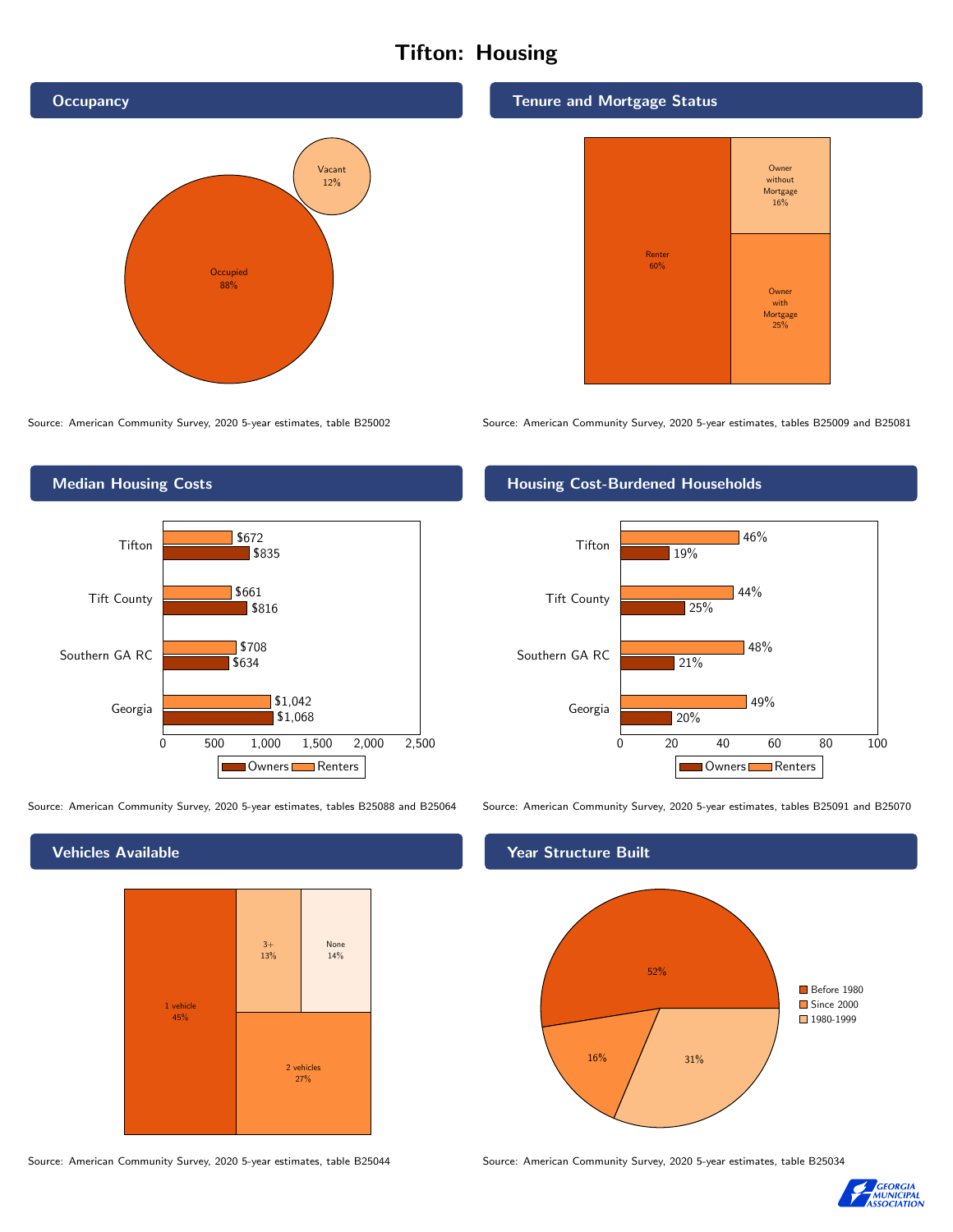# Tifton: Housing

## Occupancy

Vacant
12%

Occupied
88%

Source: American Community Survey, 2020 5-year estimates, table B25002

## Tenure and Mortgage Status

Renter
60%

Owner without Mortgage
16%

Owner with Mortgage
25%

Source: American Community Survey, 2020 5-year estimates, tables B25009 and B25081

## Median Housing Costs

Tifton
$672
$835

Tift County
$661
$816

Southern GA RC
$708
$634

Georgia
$1,042
$1,068

0 500 1,000 1,500 2,000 2,500

Owners Renters

Source: American Community Survey, 2020 5-year estimates, tables B25088 and B25064

## Housing Cost-Burdened Households

Tifton
46%
19%

Tift County
44%
25%

Southern GA RC
48%
21%

Georgia
49%
20%

0 20 40 60 80 100

Owners Renters

Source: American Community Survey, 2020 5-year estimates, tables B25091 and B25070

## Vehicles Available

1 vehicle
45%

3+
13%

None
14%

2 vehicles
27%

Source: American Community Survey, 2020 5-year estimates, table B25044

## Year Structure Built

52%

16%

31%

Before 1980
Since 2000
1980-1999

Source: American Community Survey, 2020 5-year estimates, table B25034

GEORGIA MUNICIPAL ASSOCIATION